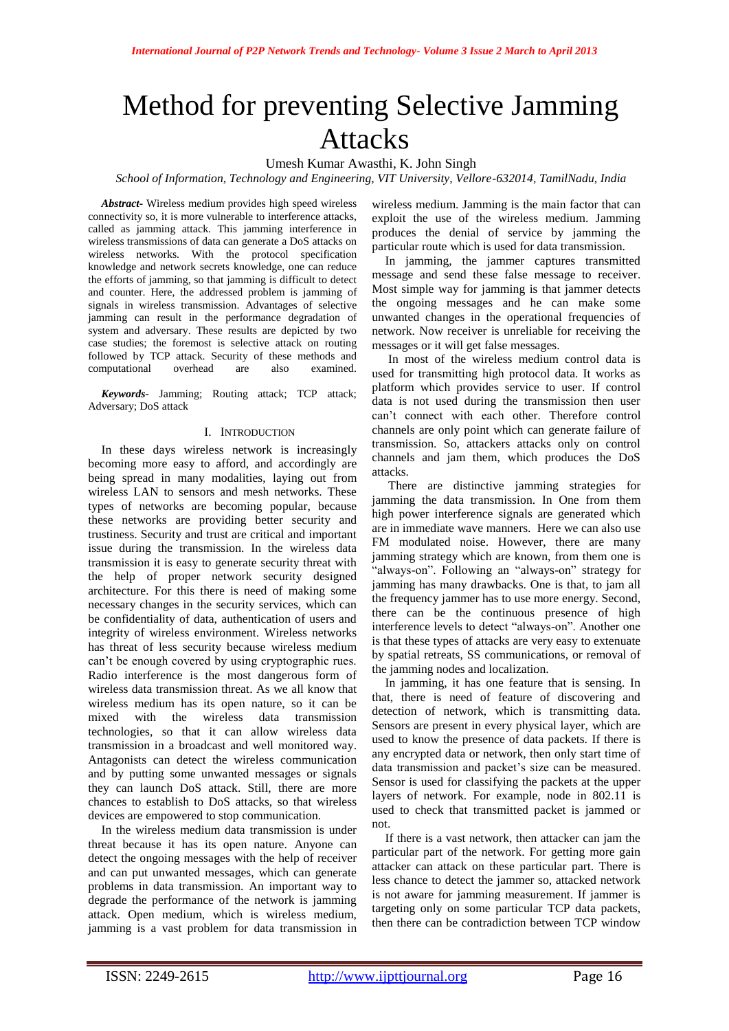# Method for preventing Selective Jamming Attacks

Umesh Kumar Awasthi, K. John Singh

*School of Information, Technology and Engineering, VIT University, Vellore-632014, TamilNadu, India*

***Abstract-*** Wireless medium provides high speed wireless connectivity so, it is more vulnerable to interference attacks, called as jamming attack. This jamming interference in wireless transmissions of data can generate a DoS attacks on wireless networks. With the protocol specification knowledge and network secrets knowledge, one can reduce the efforts of jamming, so that jamming is difficult to detect and counter. Here, the addressed problem is jamming of signals in wireless transmission. Advantages of selective jamming can result in the performance degradation of system and adversary. These results are depicted by two case studies; the foremost is selective attack on routing followed by TCP attack. Security of these methods and computational overhead are also examined.

***Keywords-*** Jamming; Routing attack; TCP attack; Adversary; DoS attack

## I. INTRODUCTION

In these days wireless network is increasingly becoming more easy to afford, and accordingly are being spread in many modalities, laying out from wireless LAN to sensors and mesh networks. These types of networks are becoming popular, because these networks are providing better security and trustiness. Security and trust are critical and important issue during the transmission. In the wireless data transmission it is easy to generate security threat with the help of proper network security designed architecture. For this there is need of making some necessary changes in the security services, which can be confidentiality of data, authentication of users and integrity of wireless environment. Wireless networks has threat of less security because wireless medium can't be enough covered by using cryptographic rues. Radio interference is the most dangerous form of wireless data transmission threat. As we all know that wireless medium has its open nature, so it can be mixed with the wireless data transmission technologies, so that it can allow wireless data transmission in a broadcast and well monitored way. Antagonists can detect the wireless communication and by putting some unwanted messages or signals they can launch DoS attack. Still, there are more chances to establish to DoS attacks, so that wireless devices are empowered to stop communication.

In the wireless medium data transmission is under threat because it has its open nature. Anyone can detect the ongoing messages with the help of receiver and can put unwanted messages, which can generate problems in data transmission. An important way to degrade the performance of the network is jamming attack. Open medium, which is wireless medium, jamming is a vast problem for data transmission in wireless medium. Jamming is the main factor that can exploit the use of the wireless medium. Jamming produces the denial of service by jamming the particular route which is used for data transmission.

In jamming, the jammer captures transmitted message and send these false message to receiver. Most simple way for jamming is that jammer detects the ongoing messages and he can make some unwanted changes in the operational frequencies of network. Now receiver is unreliable for receiving the messages or it will get false messages.

In most of the wireless medium control data is used for transmitting high protocol data. It works as platform which provides service to user. If control data is not used during the transmission then user can't connect with each other. Therefore control channels are only point which can generate failure of transmission. So, attackers attacks only on control channels and jam them, which produces the DoS attacks.

There are distinctive jamming strategies for jamming the data transmission. In One from them high power interference signals are generated which are in immediate wave manners. Here we can also use FM modulated noise. However, there are many jamming strategy which are known, from them one is "always-on". Following an "always-on" strategy for jamming has many drawbacks. One is that, to jam all the frequency jammer has to use more energy. Second, there can be the continuous presence of high interference levels to detect "always-on". Another one is that these types of attacks are very easy to extenuate by spatial retreats, SS communications, or removal of the jamming nodes and localization.

In jamming, it has one feature that is sensing. In that, there is need of feature of discovering and detection of network, which is transmitting data. Sensors are present in every physical layer, which are used to know the presence of data packets. If there is any encrypted data or network, then only start time of data transmission and packet's size can be measured. Sensor is used for classifying the packets at the upper layers of network. For example, node in 802.11 is used to check that transmitted packet is jammed or not.

If there is a vast network, then attacker can jam the particular part of the network. For getting more gain attacker can attack on these particular part. There is less chance to detect the jammer so, attacked network is not aware for jamming measurement. If jammer is targeting only on some particular TCP data packets, then there can be contradiction between TCP window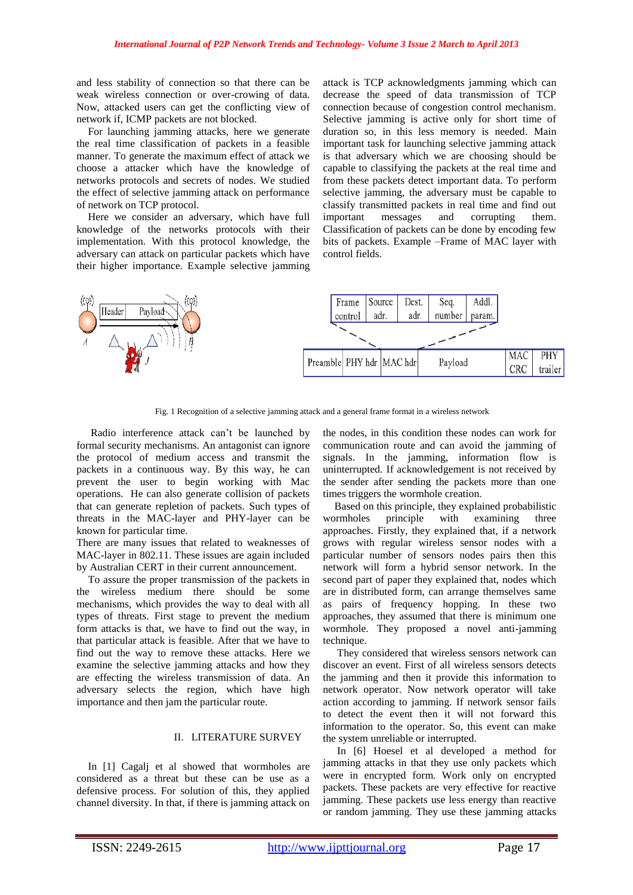and less stability of connection so that there can be weak wireless connection or over-crowing of data. Now, attacked users can get the conflicting view of network if, ICMP packets are not blocked.

For launching jamming attacks, here we generate the real time classification of packets in a feasible manner. To generate the maximum effect of attack we choose a attacker which have the knowledge of networks protocols and secrets of nodes. We studied the effect of selective jamming attack on performance of network on TCP protocol.

Here we consider an adversary, which have full knowledge of the networks protocols with their implementation. With this protocol knowledge, the adversary can attack on particular packets which have their higher importance. Example selective jamming attack is TCP acknowledgments jamming which can decrease the speed of data transmission of TCP connection because of congestion control mechanism. Selective jamming is active only for short time of duration so, in this less memory is needed. Main important task for launching selective jamming attack is that adversary which we are choosing should be capable to classifying the packets at the real time and from these packets detect important data. To perform selective jamming, the adversary must be capable to classify transmitted packets in real time and find out important messages and corrupting them. Classification of packets can be done by encoding few bits of packets. Example –Frame of MAC layer with control fields.

Fig. 1 Recognition of a selective jamming attack and a general frame format in a wireless network

Radio interference attack can't be launched by formal security mechanisms. An antagonist can ignore the protocol of medium access and transmit the packets in a continuous way. By this way, he can prevent the user to begin working with Mac operations. He can also generate collision of packets that can generate repletion of packets. Such types of threats in the MAC-layer and PHY-layer can be known for particular time.

There are many issues that related to weaknesses of MAC-layer in 802.11. These issues are again included by Australian CERT in their current announcement.

To assure the proper transmission of the packets in the wireless medium there should be some mechanisms, which provides the way to deal with all types of threats. First stage to prevent the medium form attacks is that, we have to find out the way, in that particular attack is feasible. After that we have to find out the way to remove these attacks. Here we examine the selective jamming attacks and how they are effecting the wireless transmission of data. An adversary selects the region, which have high importance and then jam the particular route.

## II. LITERATURE SURVEY

In [1] Cagalj et al showed that wormholes are considered as a threat but these can be use as a defensive process. For solution of this, they applied channel diversity. In that, if there is jamming attack on the nodes, in this condition these nodes can work for communication route and can avoid the jamming of signals. In the jamming, information flow is uninterrupted. If acknowledgement is not received by the sender after sending the packets more than one times triggers the wormhole creation.

Based on this principle, they explained probabilistic wormholes principle with examining three approaches. Firstly, they explained that, if a network grows with regular wireless sensor nodes with a particular number of sensors nodes pairs then this network will form a hybrid sensor network. In the second part of paper they explained that, nodes which are in distributed form, can arrange themselves same as pairs of frequency hopping. In these two approaches, they assumed that there is minimum one wormhole. They proposed a novel anti-jamming technique.

They considered that wireless sensors network can discover an event. First of all wireless sensors detects the jamming and then it provide this information to network operator. Now network operator will take action according to jamming. If network sensor fails to detect the event then it will not forward this information to the operator. So, this event can make the system unreliable or interrupted.

In [6] Hoesel et al developed a method for jamming attacks in that they use only packets which were in encrypted form. Work only on encrypted packets. These packets are very effective for reactive jamming. These packets use less energy than reactive or random jamming. They use these jamming attacks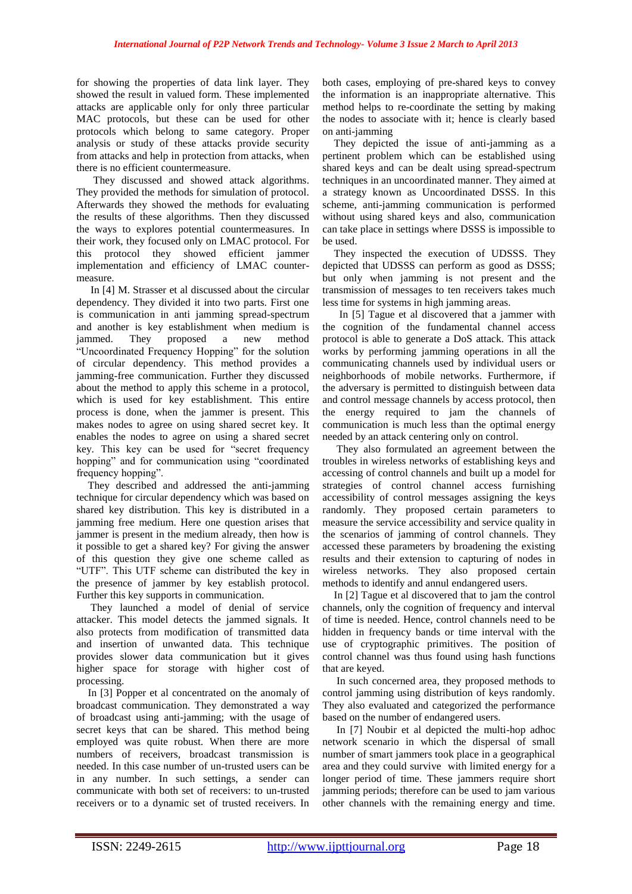for showing the properties of data link layer. They showed the result in valued form. These implemented attacks are applicable only for only three particular MAC protocols, but these can be used for other protocols which belong to same category. Proper analysis or study of these attacks provide security from attacks and help in protection from attacks, when there is no efficient countermeasure.

They discussed and showed attack algorithms. They provided the methods for simulation of protocol. Afterwards they showed the methods for evaluating the results of these algorithms. Then they discussed the ways to explores potential countermeasures. In their work, they focused only on LMAC protocol. For this protocol they showed efficient jammer implementation and efficiency of LMAC counter-measure.

In [4] M. Strasser et al discussed about the circular dependency. They divided it into two parts. First one is communication in anti jamming spread-spectrum and another is key establishment when medium is jammed. They proposed a new method "Uncoordinated Frequency Hopping" for the solution of circular dependency. This method provides a jamming-free communication. Further they discussed about the method to apply this scheme in a protocol, which is used for key establishment. This entire process is done, when the jammer is present. This makes nodes to agree on using shared secret key. It enables the nodes to agree on using a shared secret key. This key can be used for "secret frequency hopping" and for communication using "coordinated frequency hopping".

They described and addressed the anti-jamming technique for circular dependency which was based on shared key distribution. This key is distributed in a jamming free medium. Here one question arises that jammer is present in the medium already, then how is it possible to get a shared key? For giving the answer of this question they give one scheme called as "UTF". This UTF scheme can distributed the key in the presence of jammer by key establish protocol. Further this key supports in communication.

They launched a model of denial of service attacker. This model detects the jammed signals. It also protects from modification of transmitted data and insertion of unwanted data. This technique provides slower data communication but it gives higher space for storage with higher cost of processing.

In [3] Popper et al concentrated on the anomaly of broadcast communication. They demonstrated a way of broadcast using anti-jamming; with the usage of secret keys that can be shared. This method being employed was quite robust. When there are more numbers of receivers, broadcast transmission is needed. In this case number of un-trusted users can be in any number. In such settings, a sender can communicate with both set of receivers: to un-trusted receivers or to a dynamic set of trusted receivers. In both cases, employing of pre-shared keys to convey the information is an inappropriate alternative. This method helps to re-coordinate the setting by making the nodes to associate with it; hence is clearly based on anti-jamming

They depicted the issue of anti-jamming as a pertinent problem which can be established using shared keys and can be dealt using spread-spectrum techniques in an uncoordinated manner. They aimed at a strategy known as Uncoordinated DSSS. In this scheme, anti-jamming communication is performed without using shared keys and also, communication can take place in settings where DSSS is impossible to be used.

They inspected the execution of UDSSS. They depicted that UDSSS can perform as good as DSSS; but only when jamming is not present and the transmission of messages to ten receivers takes much less time for systems in high jamming areas.

In [5] Tague et al discovered that a jammer with the cognition of the fundamental channel access protocol is able to generate a DoS attack. This attack works by performing jamming operations in all the communicating channels used by individual users or neighborhoods of mobile networks. Furthermore, if the adversary is permitted to distinguish between data and control message channels by access protocol, then the energy required to jam the channels of communication is much less than the optimal energy needed by an attack centering only on control.

They also formulated an agreement between the troubles in wireless networks of establishing keys and accessing of control channels and built up a model for strategies of control channel access furnishing accessibility of control messages assigning the keys randomly. They proposed certain parameters to measure the service accessibility and service quality in the scenarios of jamming of control channels. They accessed these parameters by broadening the existing results and their extension to capturing of nodes in wireless networks. They also proposed certain methods to identify and annul endangered users.

In [2] Tague et al discovered that to jam the control channels, only the cognition of frequency and interval of time is needed. Hence, control channels need to be hidden in frequency bands or time interval with the use of cryptographic primitives. The position of control channel was thus found using hash functions that are keyed.

In such concerned area, they proposed methods to control jamming using distribution of keys randomly. They also evaluated and categorized the performance based on the number of endangered users.

In [7] Noubir et al depicted the multi-hop adhoc network scenario in which the dispersal of small number of smart jammers took place in a geographical area and they could survive with limited energy for a longer period of time. These jammers require short jamming periods; therefore can be used to jam various other channels with the remaining energy and time.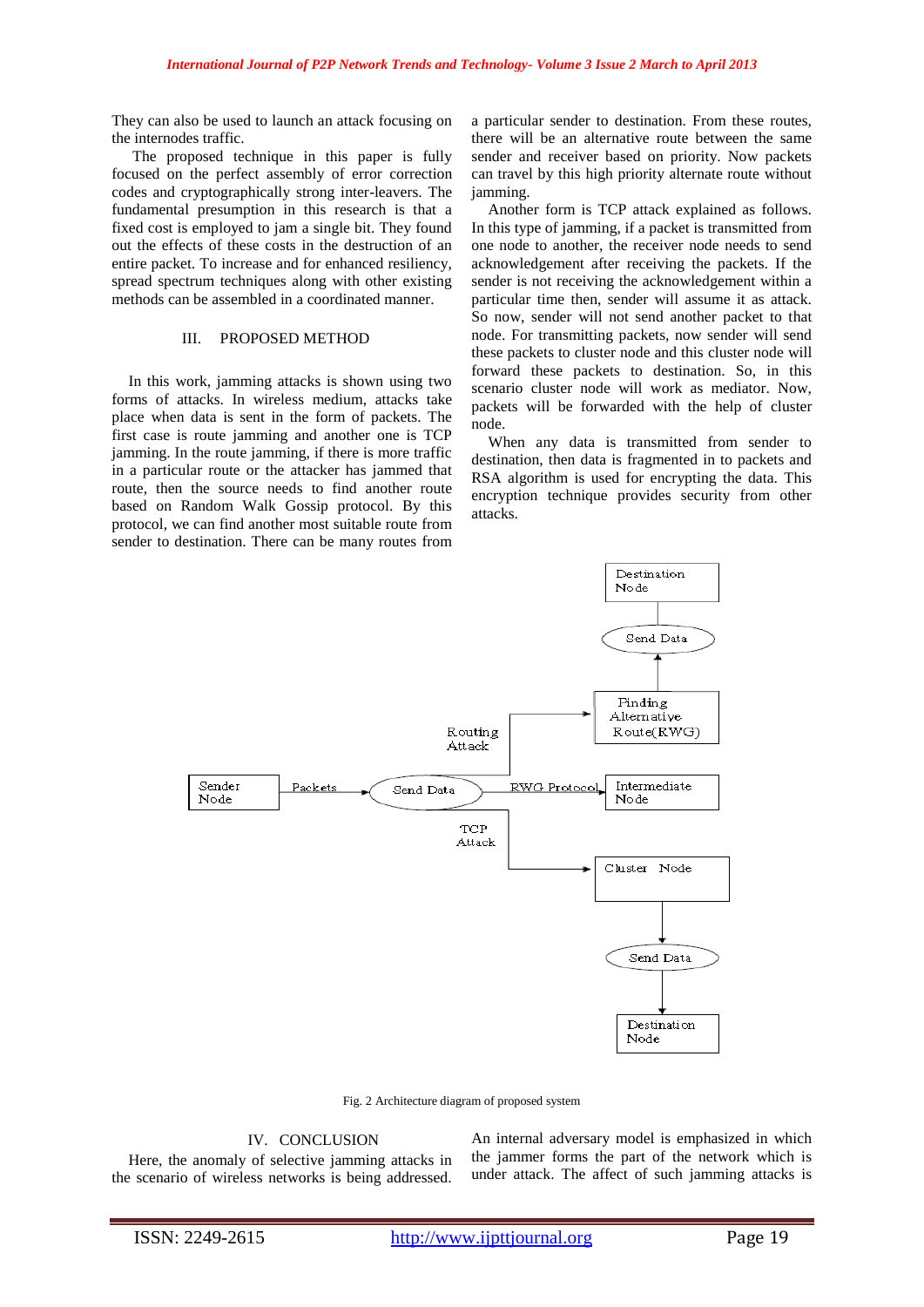They can also be used to launch an attack focusing on the internodes traffic.

The proposed technique in this paper is fully focused on the perfect assembly of error correction codes and cryptographically strong inter-leavers. The fundamental presumption in this research is that a fixed cost is employed to jam a single bit. They found out the effects of these costs in the destruction of an entire packet. To increase and for enhanced resiliency, spread spectrum techniques along with other existing methods can be assembled in a coordinated manner.

## III. PROPOSED METHOD

In this work, jamming attacks is shown using two forms of attacks. In wireless medium, attacks take place when data is sent in the form of packets. The first case is route jamming and another one is TCP jamming. In the route jamming, if there is more traffic in a particular route or the attacker has jammed that route, then the source needs to find another route based on Random Walk Gossip protocol. By this protocol, we can find another most suitable route from sender to destination. There can be many routes from a particular sender to destination. From these routes, there will be an alternative route between the same sender and receiver based on priority. Now packets can travel by this high priority alternate route without jamming.

Another form is TCP attack explained as follows. In this type of jamming, if a packet is transmitted from one node to another, the receiver node needs to send acknowledgement after receiving the packets. If the sender is not receiving the acknowledgement within a particular time then, sender will assume it as attack. So now, sender will not send another packet to that node. For transmitting packets, now sender will send these packets to cluster node and this cluster node will forward these packets to destination. So, in this scenario cluster node will work as mediator. Now, packets will be forwarded with the help of cluster node.

When any data is transmitted from sender to destination, then data is fragmented in to packets and RSA algorithm is used for encrypting the data. This encryption technique provides security from other attacks.

Fig. 2 Architecture diagram of proposed system

## IV. CONCLUSION

Here, the anomaly of selective jamming attacks in the scenario of wireless networks is being addressed. An internal adversary model is emphasized in which the jammer forms the part of the network which is under attack. The affect of such jamming attacks is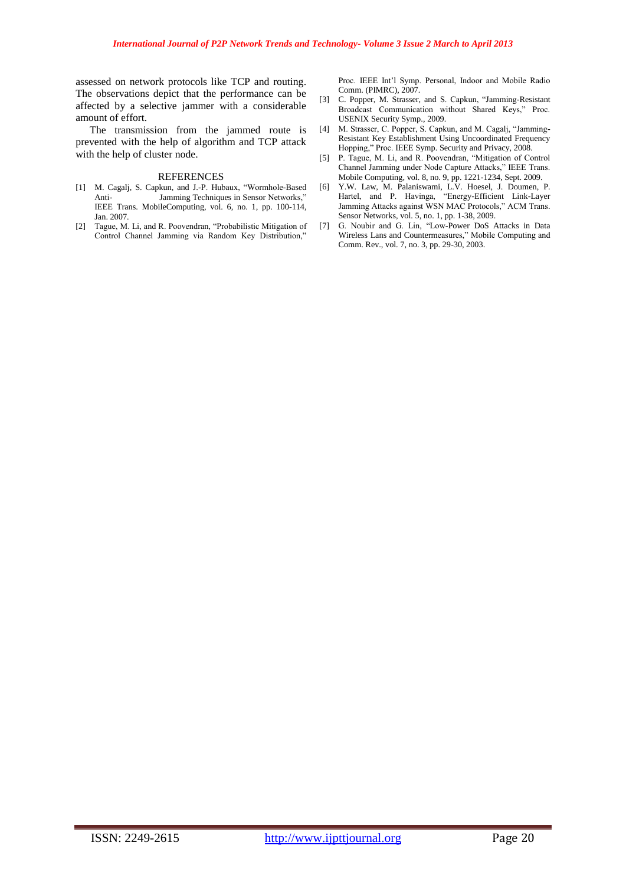assessed on network protocols like TCP and routing. The observations depict that the performance can be affected by a selective jammer with a considerable amount of effort.

The transmission from the jammed route is prevented with the help of algorithm and TCP attack with the help of cluster node.

## REFERENCES

[1] M. Cagalj, S. Capkun, and J.-P. Hubaux, "Wormhole-Based Anti- Jamming Techniques in Sensor Networks," IEEE Trans. MobileComputing, vol. 6, no. 1, pp. 100-114, Jan. 2007.

[2] Tague, M. Li, and R. Poovendran, "Probabilistic Mitigation of Control Channel Jamming via Random Key Distribution," Proc. IEEE Int'l Symp. Personal, Indoor and Mobile Radio Comm. (PIMRC), 2007.

[3] C. Popper, M. Strasser, and S. Capkun, "Jamming-Resistant Broadcast Communication without Shared Keys," Proc. USENIX Security Symp., 2009.

[4] M. Strasser, C. Popper, S. Capkun, and M. Cagalj, "Jamming-Resistant Key Establishment Using Uncoordinated Frequency Hopping," Proc. IEEE Symp. Security and Privacy, 2008.

[5] P. Tague, M. Li, and R. Poovendran, "Mitigation of Control Channel Jamming under Node Capture Attacks," IEEE Trans. Mobile Computing, vol. 8, no. 9, pp. 1221-1234, Sept. 2009.

[6] Y.W. Law, M. Palaniswami, L.V. Hoesel, J. Doumen, P. Hartel, and P. Havinga, "Energy-Efficient Link-Layer Jamming Attacks against WSN MAC Protocols," ACM Trans. Sensor Networks, vol. 5, no. 1, pp. 1-38, 2009.

[7] G. Noubir and G. Lin, "Low-Power DoS Attacks in Data Wireless Lans and Countermeasures," Mobile Computing and Comm. Rev., vol. 7, no. 3, pp. 29-30, 2003.